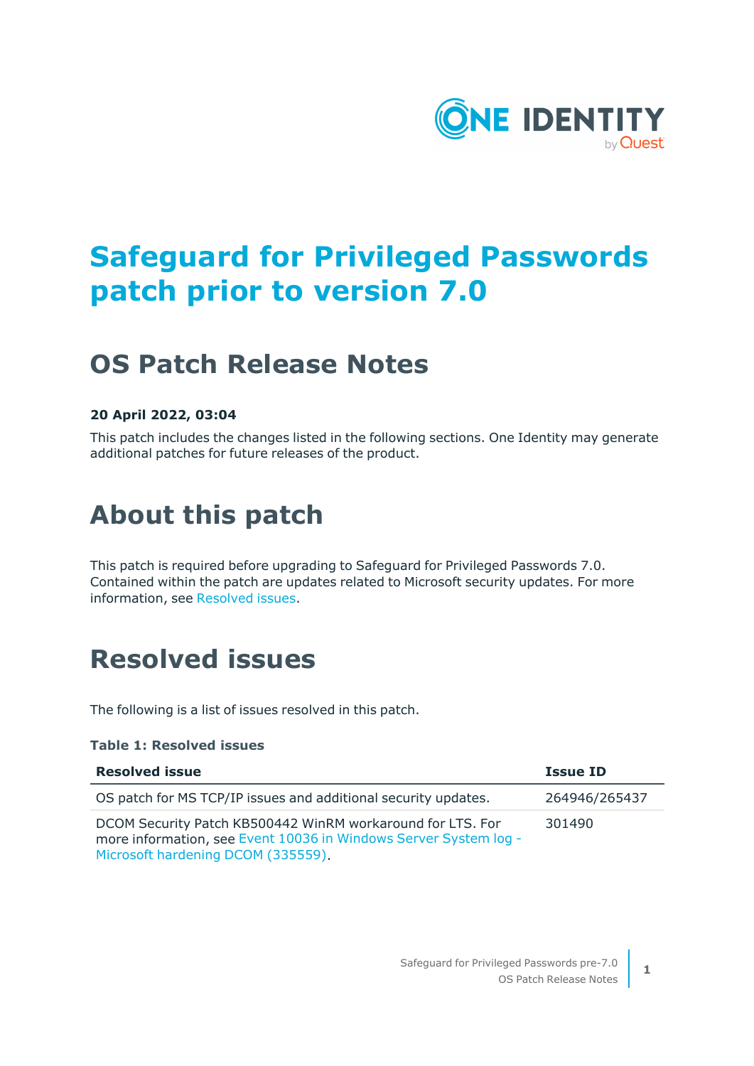# Safeguard for Privileged Passwords patch prior to version 7.0

## OS Patch Release Notes

**20 April 2022, 03:04**

This patch includes the changes listed in the following sections. One Identity may generate additional patches for future releases of the product.

# About this patch

This patch is required before upgrading to Safeguard for Privileged Passwords 7.0. Contained within the patch are updates related to Microsoft security updates. For more information, see Resolved issues.

# Resolved issues

The following is a list of issues resolved in this patch.

**Table 1: Resolved issues**

| Resolved issue | Issue ID |
| --- | --- |
| OS patch for MS TCP/IP issues and additional security updates. | 264946/265437 |
| DCOM Security Patch KB500442 WinRM workaround for LTS. For more information, see Event 10036 in Windows Server System log - Microsoft hardening DCOM (335559). | 301490 |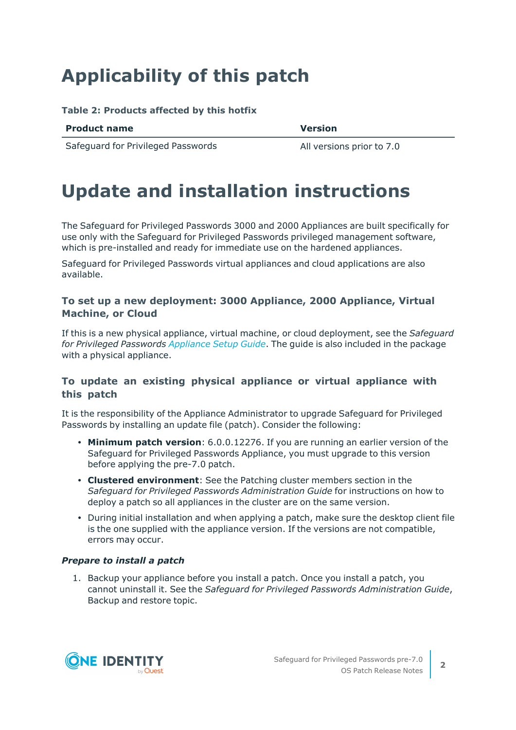# Applicability of this patch

**Table 2: Products affected by this hotfix**

| Product name | Version |
| --- | --- |
| Safeguard for Privileged Passwords | All versions prior to 7.0 |

# Update and installation instructions

The Safeguard for Privileged Passwords 3000 and 2000 Appliances are built specifically for use only with the Safeguard for Privileged Passwords privileged management software, which is pre-installed and ready for immediate use on the hardened appliances.

Safeguard for Privileged Passwords virtual appliances and cloud applications are also available.

### To set up a new deployment: 3000 Appliance, 2000 Appliance, Virtual Machine, or Cloud

If this is a new physical appliance, virtual machine, or cloud deployment, see the *Safeguard for Privileged Passwords Appliance Setup Guide*. The guide is also included in the package with a physical appliance.

### To update an existing physical appliance or virtual appliance with this patch

It is the responsibility of the Appliance Administrator to upgrade Safeguard for Privileged Passwords by installing an update file (patch). Consider the following:

- **Minimum patch version**: 6.0.0.12276. If you are running an earlier version of the Safeguard for Privileged Passwords Appliance, you must upgrade to this version before applying the pre-7.0 patch.
- **Clustered environment**: See the Patching cluster members section in the *Safeguard for Privileged Passwords Administration Guide* for instructions on how to deploy a patch so all appliances in the cluster are on the same version.
- During initial installation and when applying a patch, make sure the desktop client file is the one supplied with the appliance version. If the versions are not compatible, errors may occur.

***Prepare to install a patch***

1. Backup your appliance before you install a patch. Once you install a patch, you cannot uninstall it. See the *Safeguard for Privileged Passwords Administration Guide*, Backup and restore topic.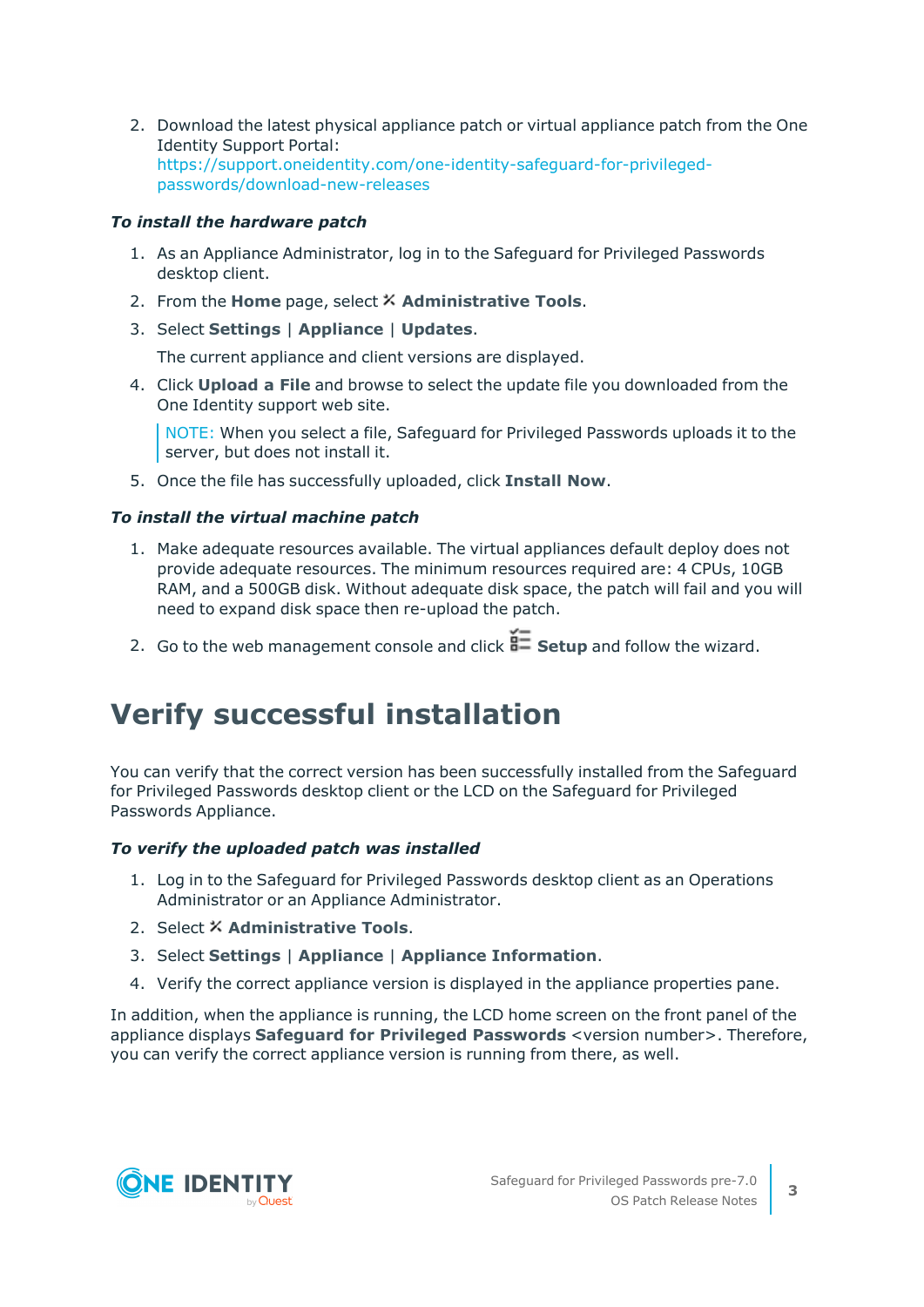2. Download the latest physical appliance patch or virtual appliance patch from the One Identity Support Portal: https://support.oneidentity.com/one-identity-safeguard-for-privileged-passwords/download-new-releases

***To install the hardware patch***

1. As an Appliance Administrator, log in to the Safeguard for Privileged Passwords desktop client.
2. From the **Home** page, select **Administrative Tools**.
3. Select **Settings** | **Appliance** | **Updates**.

   The current appliance and client versions are displayed.
4. Click **Upload a File** and browse to select the update file you downloaded from the One Identity support web site.

   > NOTE: When you select a file, Safeguard for Privileged Passwords uploads it to the server, but does not install it.
5. Once the file has successfully uploaded, click **Install Now**.

***To install the virtual machine patch***

1. Make adequate resources available. The virtual appliances default deploy does not provide adequate resources. The minimum resources required are: 4 CPUs, 10GB RAM, and a 500GB disk. Without adequate disk space, the patch will fail and you will need to expand disk space then re-upload the patch.
2. Go to the web management console and click **Setup** and follow the wizard.

# Verify successful installation

You can verify that the correct version has been successfully installed from the Safeguard for Privileged Passwords desktop client or the LCD on the Safeguard for Privileged Passwords Appliance.

***To verify the uploaded patch was installed***

1. Log in to the Safeguard for Privileged Passwords desktop client as an Operations Administrator or an Appliance Administrator.
2. Select **Administrative Tools**.
3. Select **Settings** | **Appliance** | **Appliance Information**.
4. Verify the correct appliance version is displayed in the appliance properties pane.

In addition, when the appliance is running, the LCD home screen on the front panel of the appliance displays **Safeguard for Privileged Passwords** <version number>. Therefore, you can verify the correct appliance version is running from there, as well.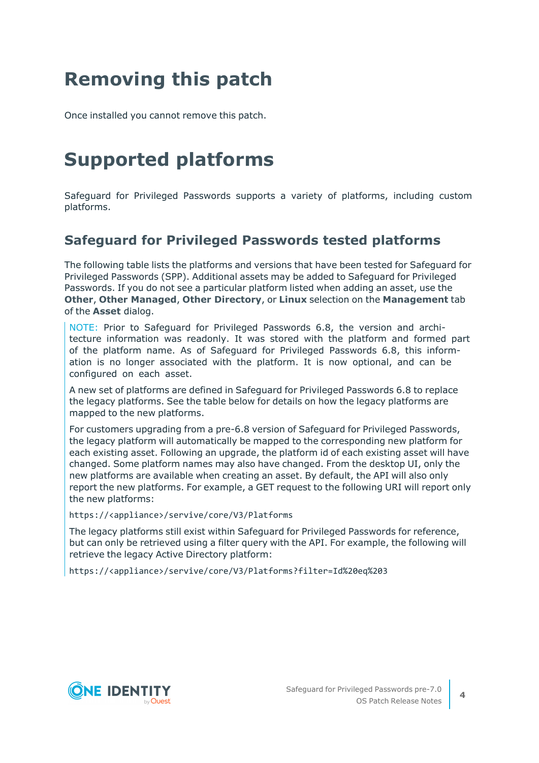# Removing this patch

Once installed you cannot remove this patch.

# Supported platforms

Safeguard for Privileged Passwords supports a variety of platforms, including custom platforms.

## Safeguard for Privileged Passwords tested platforms

The following table lists the platforms and versions that have been tested for Safeguard for Privileged Passwords (SPP). Additional assets may be added to Safeguard for Privileged Passwords. If you do not see a particular platform listed when adding an asset, use the **Other**, **Other Managed**, **Other Directory**, or **Linux** selection on the **Management** tab of the **Asset** dialog.

> NOTE: Prior to Safeguard for Privileged Passwords 6.8, the version and architecture information was readonly. It was stored with the platform and formed part of the platform name. As of Safeguard for Privileged Passwords 6.8, this information is no longer associated with the platform. It is now optional, and can be configured on each asset.
>
> A new set of platforms are defined in Safeguard for Privileged Passwords 6.8 to replace the legacy platforms. See the table below for details on how the legacy platforms are mapped to the new platforms.
>
> For customers upgrading from a pre-6.8 version of Safeguard for Privileged Passwords, the legacy platform will automatically be mapped to the corresponding new platform for each existing asset. Following an upgrade, the platform id of each existing asset will have changed. Some platform names may also have changed. From the desktop UI, only the new platforms are available when creating an asset. By default, the API will also only report the new platforms. For example, a GET request to the following URI will report only the new platforms:
>
> `https://<appliance>/servive/core/V3/Platforms`
>
> The legacy platforms still exist within Safeguard for Privileged Passwords for reference, but can only be retrieved using a filter query with the API. For example, the following will retrieve the legacy Active Directory platform:
>
> `https://<appliance>/servive/core/V3/Platforms?filter=Id%20eq%203`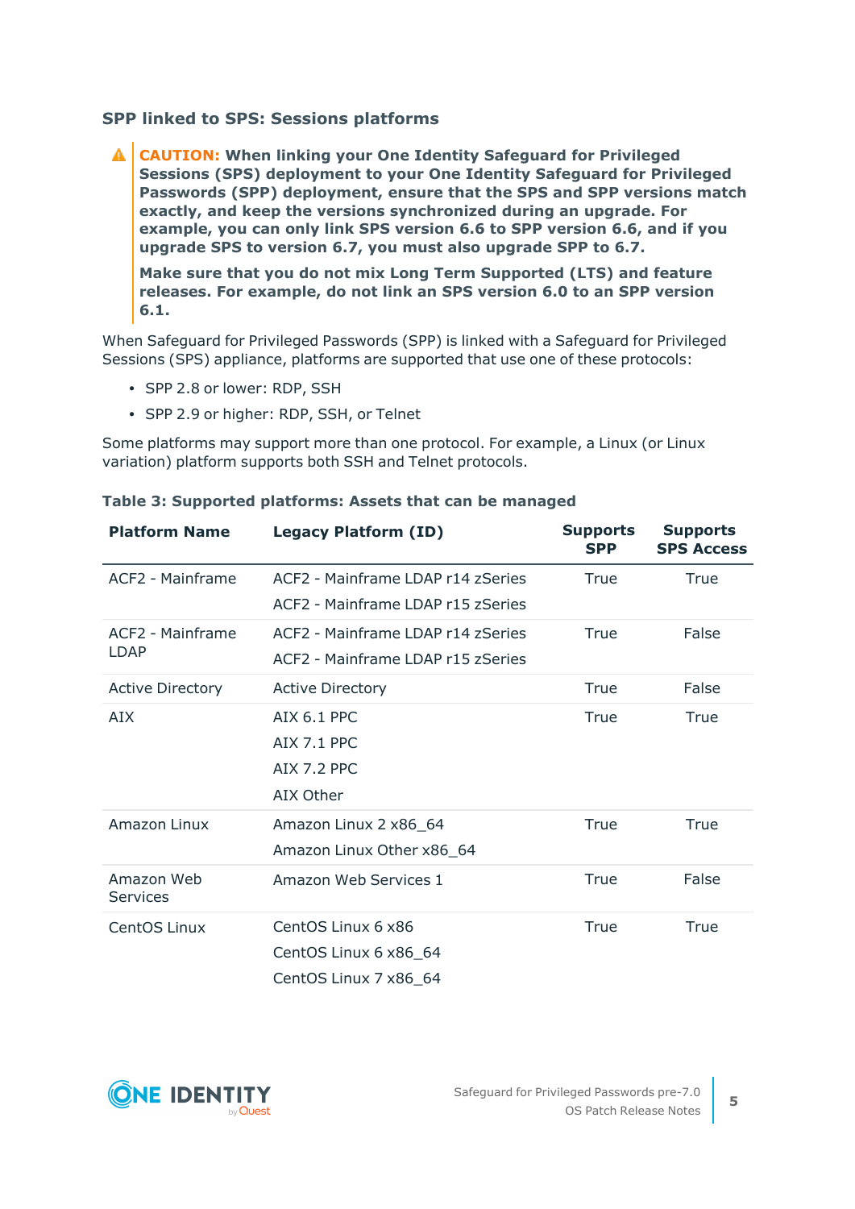### SPP linked to SPS: Sessions platforms

> **CAUTION: When linking your One Identity Safeguard for Privileged Sessions (SPS) deployment to your One Identity Safeguard for Privileged Passwords (SPP) deployment, ensure that the SPS and SPP versions match exactly, and keep the versions synchronized during an upgrade. For example, you can only link SPS version 6.6 to SPP version 6.6, and if you upgrade SPS to version 6.7, you must also upgrade SPP to 6.7.**
>
> **Make sure that you do not mix Long Term Supported (LTS) and feature releases. For example, do not link an SPS version 6.0 to an SPP version 6.1.**

When Safeguard for Privileged Passwords (SPP) is linked with a Safeguard for Privileged Sessions (SPS) appliance, platforms are supported that use one of these protocols:

- SPP 2.8 or lower: RDP, SSH
- SPP 2.9 or higher: RDP, SSH, or Telnet

Some platforms may support more than one protocol. For example, a Linux (or Linux variation) platform supports both SSH and Telnet protocols.

**Table 3: Supported platforms: Assets that can be managed**

| Platform Name | Legacy Platform (ID) | Supports SPP | Supports SPS Access |
|---|---|---|---|
| ACF2 - Mainframe | ACF2 - Mainframe LDAP r14 zSeries<br>ACF2 - Mainframe LDAP r15 zSeries | True | True |
| ACF2 - Mainframe LDAP | ACF2 - Mainframe LDAP r14 zSeries<br>ACF2 - Mainframe LDAP r15 zSeries | True | False |
| Active Directory | Active Directory | True | False |
| AIX | AIX 6.1 PPC<br>AIX 7.1 PPC<br>AIX 7.2 PPC<br>AIX Other | True | True |
| Amazon Linux | Amazon Linux 2 x86_64<br>Amazon Linux Other x86_64 | True | True |
| Amazon Web Services | Amazon Web Services 1 | True | False |
| CentOS Linux | CentOS Linux 6 x86<br>CentOS Linux 6 x86_64<br>CentOS Linux 7 x86_64 | True | True |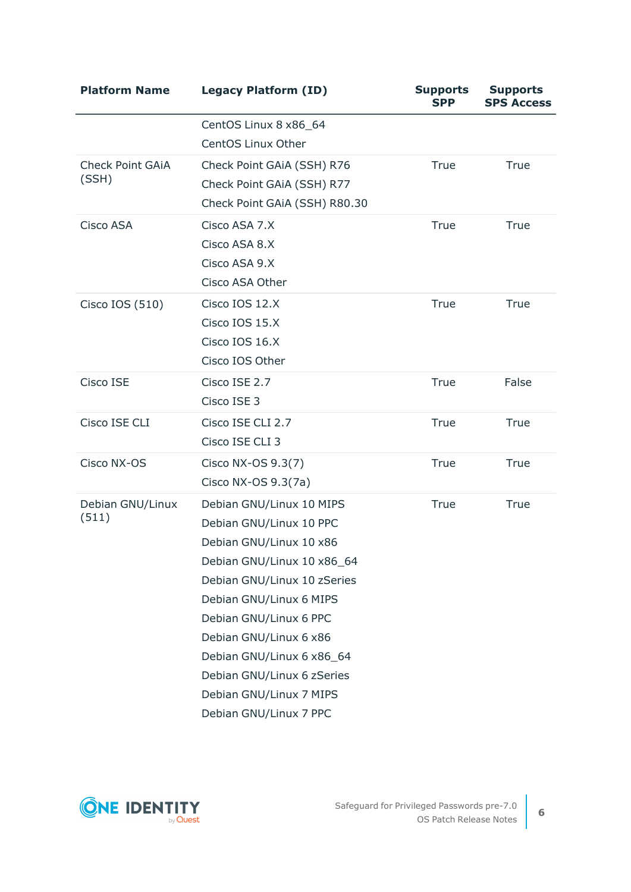| Platform Name | Legacy Platform (ID) | Supports SPP | Supports SPS Access |
|---|---|---|---|
| | CentOS Linux 8 x86_64<br>CentOS Linux Other | | |
| Check Point GAiA (SSH) | Check Point GAiA (SSH) R76<br>Check Point GAiA (SSH) R77<br>Check Point GAiA (SSH) R80.30 | True | True |
| Cisco ASA | Cisco ASA 7.X<br>Cisco ASA 8.X<br>Cisco ASA 9.X<br>Cisco ASA Other | True | True |
| Cisco IOS (510) | Cisco IOS 12.X<br>Cisco IOS 15.X<br>Cisco IOS 16.X<br>Cisco IOS Other | True | True |
| Cisco ISE | Cisco ISE 2.7<br>Cisco ISE 3 | True | False |
| Cisco ISE CLI | Cisco ISE CLI 2.7<br>Cisco ISE CLI 3 | True | True |
| Cisco NX-OS | Cisco NX-OS 9.3(7)<br>Cisco NX-OS 9.3(7a) | True | True |
| Debian GNU/Linux (511) | Debian GNU/Linux 10 MIPS<br>Debian GNU/Linux 10 PPC<br>Debian GNU/Linux 10 x86<br>Debian GNU/Linux 10 x86_64<br>Debian GNU/Linux 10 zSeries<br>Debian GNU/Linux 6 MIPS<br>Debian GNU/Linux 6 PPC<br>Debian GNU/Linux 6 x86<br>Debian GNU/Linux 6 x86_64<br>Debian GNU/Linux 6 zSeries<br>Debian GNU/Linux 7 MIPS<br>Debian GNU/Linux 7 PPC | True | True |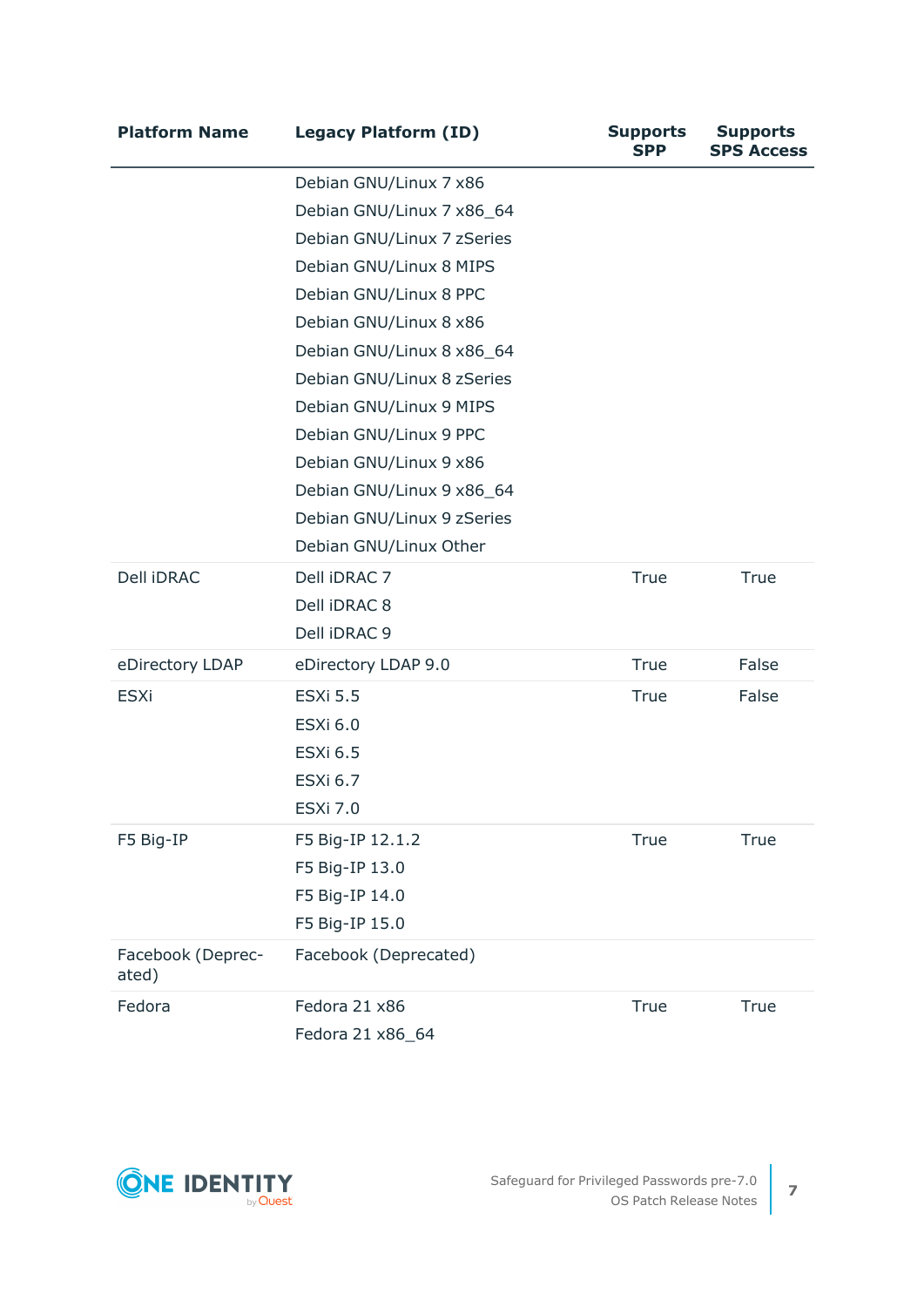| Platform Name | Legacy Platform (ID) | Supports SPP | Supports SPS Access |
|---|---|---|---|
| | Debian GNU/Linux 7 x86<br>Debian GNU/Linux 7 x86_64<br>Debian GNU/Linux 7 zSeries<br>Debian GNU/Linux 8 MIPS<br>Debian GNU/Linux 8 PPC<br>Debian GNU/Linux 8 x86<br>Debian GNU/Linux 8 x86_64<br>Debian GNU/Linux 8 zSeries<br>Debian GNU/Linux 9 MIPS<br>Debian GNU/Linux 9 PPC<br>Debian GNU/Linux 9 x86<br>Debian GNU/Linux 9 x86_64<br>Debian GNU/Linux 9 zSeries<br>Debian GNU/Linux Other | | |
| Dell iDRAC | Dell iDRAC 7<br>Dell iDRAC 8<br>Dell iDRAC 9 | True | True |
| eDirectory LDAP | eDirectory LDAP 9.0 | True | False |
| ESXi | ESXi 5.5<br>ESXi 6.0<br>ESXi 6.5<br>ESXi 6.7<br>ESXi 7.0 | True | False |
| F5 Big-IP | F5 Big-IP 12.1.2<br>F5 Big-IP 13.0<br>F5 Big-IP 14.0<br>F5 Big-IP 15.0 | True | True |
| Facebook (Deprecated) | Facebook (Deprecated) | | |
| Fedora | Fedora 21 x86<br>Fedora 21 x86_64 | True | True |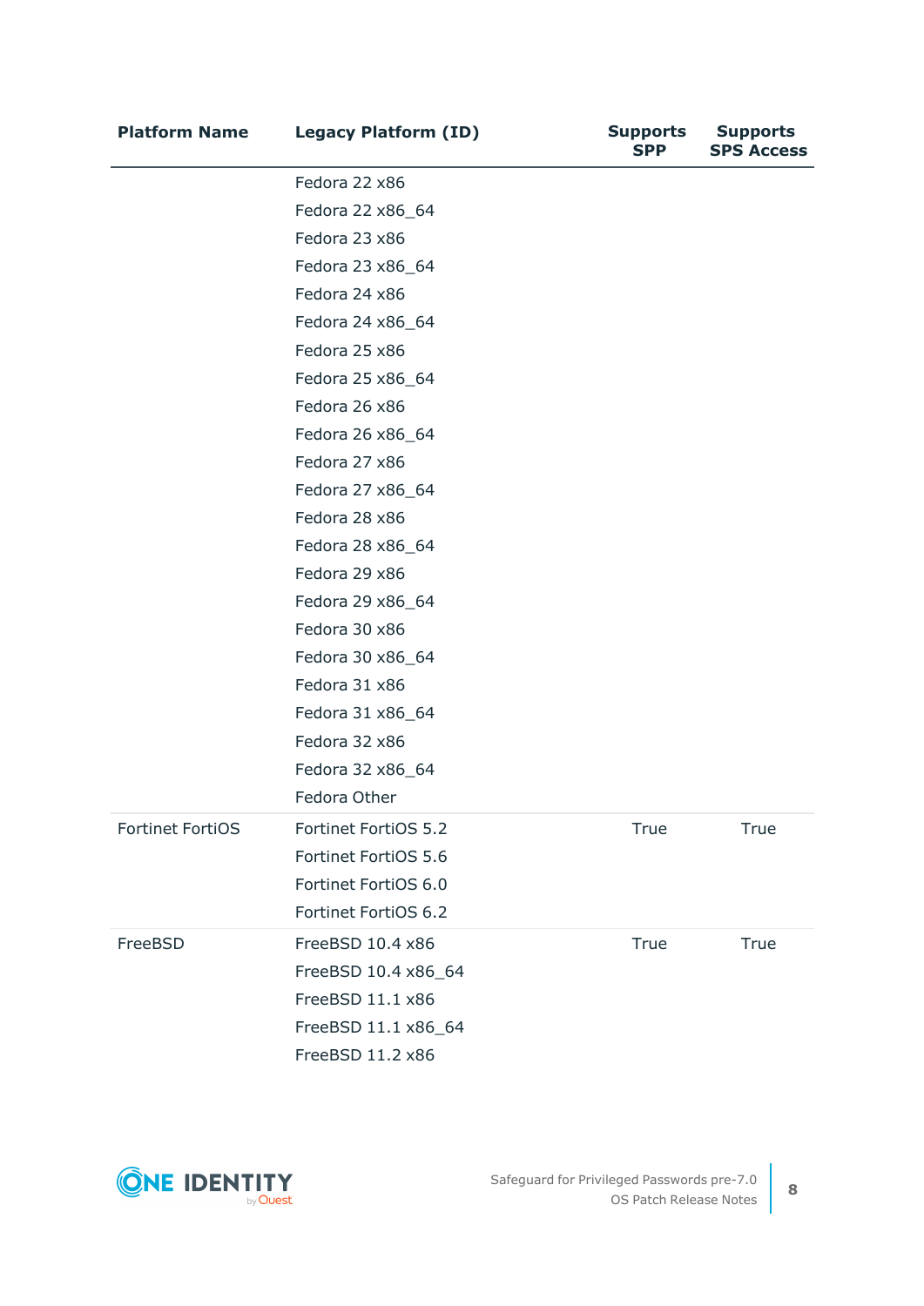| Platform Name | Legacy Platform (ID) | Supports SPP | Supports SPS Access |
|---|---|---|---|
| | Fedora 22 x86 | | |
| | Fedora 22 x86_64 | | |
| | Fedora 23 x86 | | |
| | Fedora 23 x86_64 | | |
| | Fedora 24 x86 | | |
| | Fedora 24 x86_64 | | |
| | Fedora 25 x86 | | |
| | Fedora 25 x86_64 | | |
| | Fedora 26 x86 | | |
| | Fedora 26 x86_64 | | |
| | Fedora 27 x86 | | |
| | Fedora 27 x86_64 | | |
| | Fedora 28 x86 | | |
| | Fedora 28 x86_64 | | |
| | Fedora 29 x86 | | |
| | Fedora 29 x86_64 | | |
| | Fedora 30 x86 | | |
| | Fedora 30 x86_64 | | |
| | Fedora 31 x86 | | |
| | Fedora 31 x86_64 | | |
| | Fedora 32 x86 | | |
| | Fedora 32 x86_64 | | |
| | Fedora Other | | |
| Fortinet FortiOS | Fortinet FortiOS 5.2 | True | True |
| | Fortinet FortiOS 5.6 | | |
| | Fortinet FortiOS 6.0 | | |
| | Fortinet FortiOS 6.2 | | |
| FreeBSD | FreeBSD 10.4 x86 | True | True |
| | FreeBSD 10.4 x86_64 | | |
| | FreeBSD 11.1 x86 | | |
| | FreeBSD 11.1 x86_64 | | |
| | FreeBSD 11.2 x86 | | |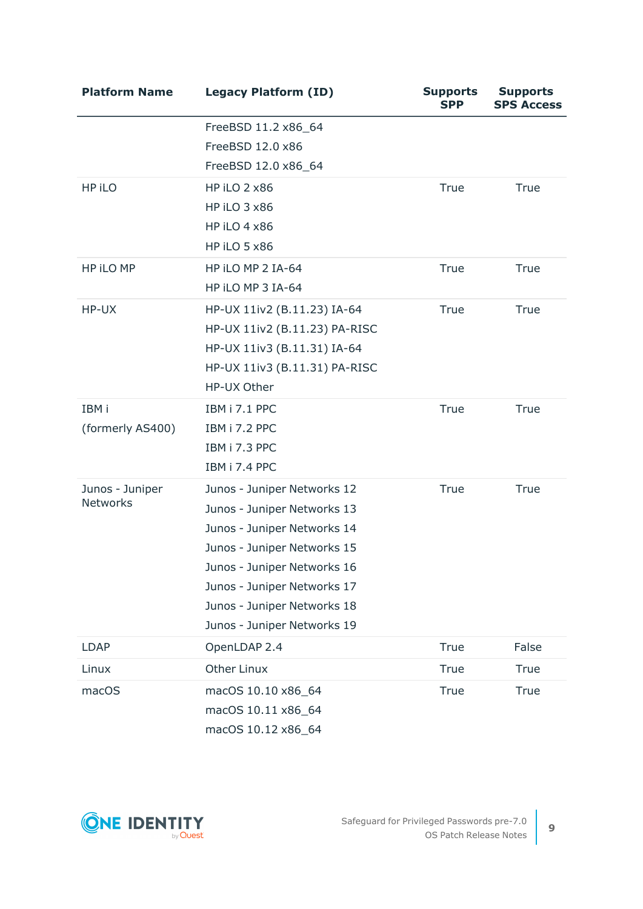| Platform Name | Legacy Platform (ID) | Supports SPP | Supports SPS Access |
|---|---|---|---|
| | FreeBSD 11.2 x86_64<br>FreeBSD 12.0 x86<br>FreeBSD 12.0 x86_64 | | |
| HP iLO | HP iLO 2 x86<br>HP iLO 3 x86<br>HP iLO 4 x86<br>HP iLO 5 x86 | True | True |
| HP iLO MP | HP iLO MP 2 IA-64<br>HP iLO MP 3 IA-64 | True | True |
| HP-UX | HP-UX 11iv2 (B.11.23) IA-64<br>HP-UX 11iv2 (B.11.23) PA-RISC<br>HP-UX 11iv3 (B.11.31) IA-64<br>HP-UX 11iv3 (B.11.31) PA-RISC<br>HP-UX Other | True | True |
| IBM i<br>(formerly AS400) | IBM i 7.1 PPC<br>IBM i 7.2 PPC<br>IBM i 7.3 PPC<br>IBM i 7.4 PPC | True | True |
| Junos - Juniper Networks | Junos - Juniper Networks 12<br>Junos - Juniper Networks 13<br>Junos - Juniper Networks 14<br>Junos - Juniper Networks 15<br>Junos - Juniper Networks 16<br>Junos - Juniper Networks 17<br>Junos - Juniper Networks 18<br>Junos - Juniper Networks 19 | True | True |
| LDAP | OpenLDAP 2.4 | True | False |
| Linux | Other Linux | True | True |
| macOS | macOS 10.10 x86_64<br>macOS 10.11 x86_64<br>macOS 10.12 x86_64 | True | True |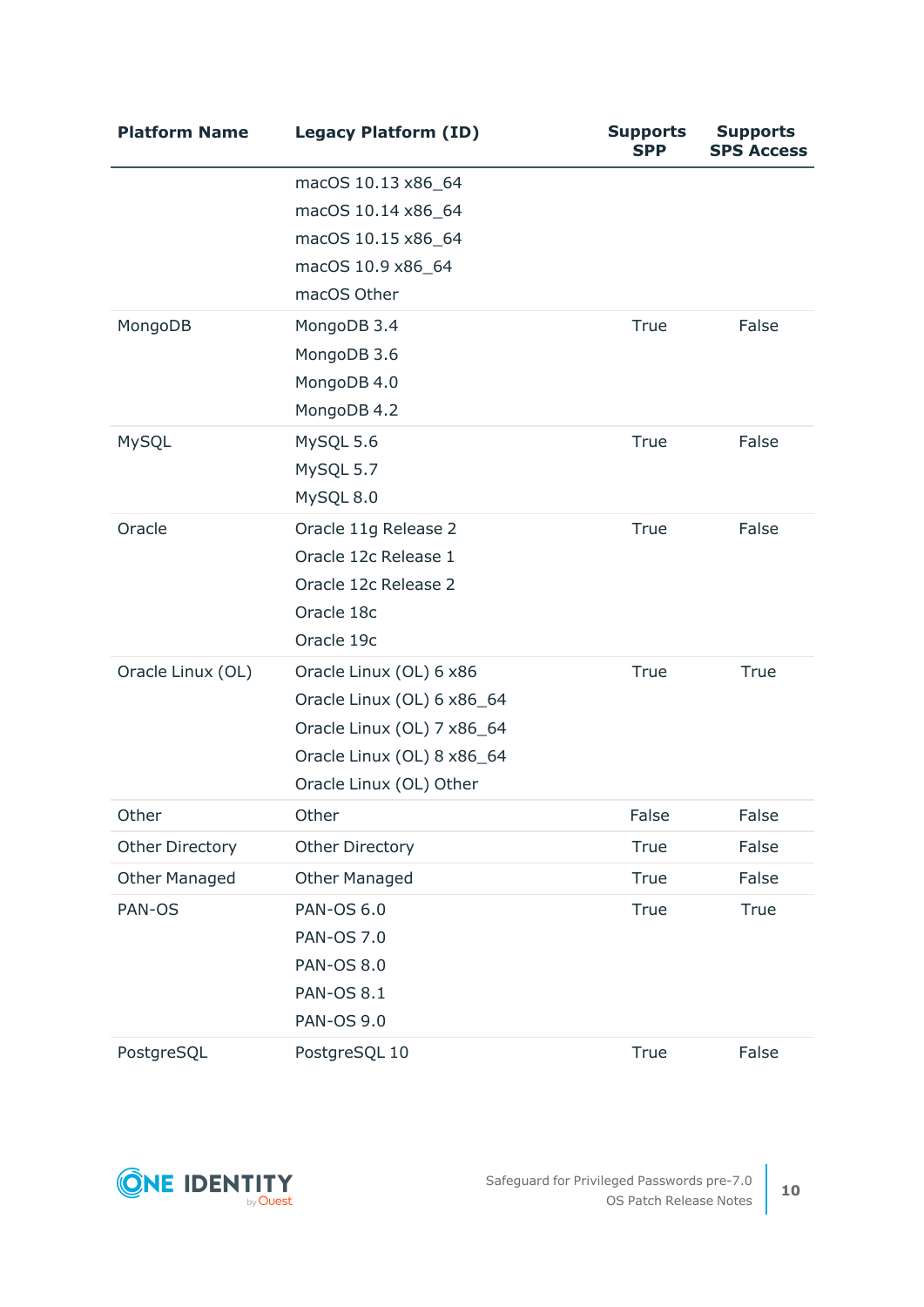| Platform Name | Legacy Platform (ID) | Supports SPP | Supports SPS Access |
|---|---|---|---|
| | macOS 10.13 x86_64<br>macOS 10.14 x86_64<br>macOS 10.15 x86_64<br>macOS 10.9 x86_64<br>macOS Other | | |
| MongoDB | MongoDB 3.4<br>MongoDB 3.6<br>MongoDB 4.0<br>MongoDB 4.2 | True | False |
| MySQL | MySQL 5.6<br>MySQL 5.7<br>MySQL 8.0 | True | False |
| Oracle | Oracle 11g Release 2<br>Oracle 12c Release 1<br>Oracle 12c Release 2<br>Oracle 18c<br>Oracle 19c | True | False |
| Oracle Linux (OL) | Oracle Linux (OL) 6 x86<br>Oracle Linux (OL) 6 x86_64<br>Oracle Linux (OL) 7 x86_64<br>Oracle Linux (OL) 8 x86_64<br>Oracle Linux (OL) Other | True | True |
| Other | Other | False | False |
| Other Directory | Other Directory | True | False |
| Other Managed | Other Managed | True | False |
| PAN-OS | PAN-OS 6.0<br>PAN-OS 7.0<br>PAN-OS 8.0<br>PAN-OS 8.1<br>PAN-OS 9.0 | True | True |
| PostgreSQL | PostgreSQL 10 | True | False |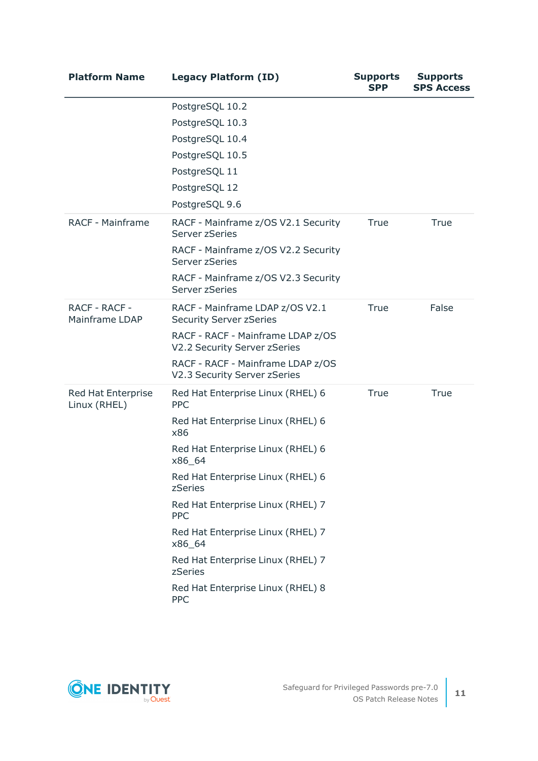| Platform Name | Legacy Platform (ID) | Supports SPP | Supports SPS Access |
|---|---|---|---|
| | PostgreSQL 10.2 | | |
| | PostgreSQL 10.3 | | |
| | PostgreSQL 10.4 | | |
| | PostgreSQL 10.5 | | |
| | PostgreSQL 11 | | |
| | PostgreSQL 12 | | |
| | PostgreSQL 9.6 | | |
| RACF - Mainframe | RACF - Mainframe z/OS V2.1 Security Server zSeries | True | True |
| | RACF - Mainframe z/OS V2.2 Security Server zSeries | | |
| | RACF - Mainframe z/OS V2.3 Security Server zSeries | | |
| RACF - RACF - Mainframe LDAP | RACF - Mainframe LDAP z/OS V2.1 Security Server zSeries | True | False |
| | RACF - RACF - Mainframe LDAP z/OS V2.2 Security Server zSeries | | |
| | RACF - RACF - Mainframe LDAP z/OS V2.3 Security Server zSeries | | |
| Red Hat Enterprise Linux (RHEL) | Red Hat Enterprise Linux (RHEL) 6 PPC | True | True |
| | Red Hat Enterprise Linux (RHEL) 6 x86 | | |
| | Red Hat Enterprise Linux (RHEL) 6 x86_64 | | |
| | Red Hat Enterprise Linux (RHEL) 6 zSeries | | |
| | Red Hat Enterprise Linux (RHEL) 7 PPC | | |
| | Red Hat Enterprise Linux (RHEL) 7 x86_64 | | |
| | Red Hat Enterprise Linux (RHEL) 7 zSeries | | |
| | Red Hat Enterprise Linux (RHEL) 8 PPC | | |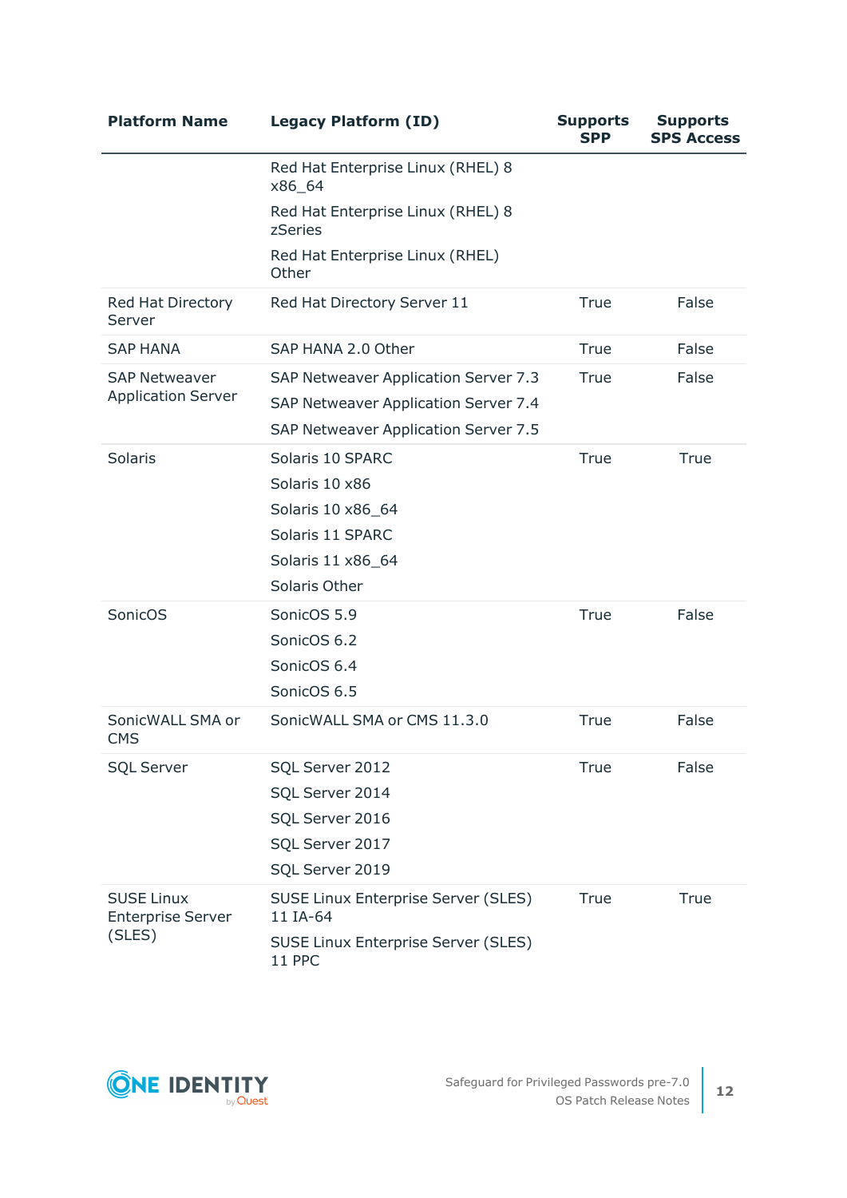| Platform Name | Legacy Platform (ID) | Supports SPP | Supports SPS Access |
|---|---|---|---|
| | Red Hat Enterprise Linux (RHEL) 8 x86_64<br>Red Hat Enterprise Linux (RHEL) 8 zSeries<br>Red Hat Enterprise Linux (RHEL) Other | | |
| Red Hat Directory Server | Red Hat Directory Server 11 | True | False |
| SAP HANA | SAP HANA 2.0 Other | True | False |
| SAP Netweaver Application Server | SAP Netweaver Application Server 7.3<br>SAP Netweaver Application Server 7.4<br>SAP Netweaver Application Server 7.5 | True | False |
| Solaris | Solaris 10 SPARC<br>Solaris 10 x86<br>Solaris 10 x86_64<br>Solaris 11 SPARC<br>Solaris 11 x86_64<br>Solaris Other | True | True |
| SonicOS | SonicOS 5.9<br>SonicOS 6.2<br>SonicOS 6.4<br>SonicOS 6.5 | True | False |
| SonicWALL SMA or CMS | SonicWALL SMA or CMS 11.3.0 | True | False |
| SQL Server | SQL Server 2012<br>SQL Server 2014<br>SQL Server 2016<br>SQL Server 2017<br>SQL Server 2019 | True | False |
| SUSE Linux Enterprise Server (SLES) | SUSE Linux Enterprise Server (SLES) 11 IA-64<br>SUSE Linux Enterprise Server (SLES) 11 PPC | True | True |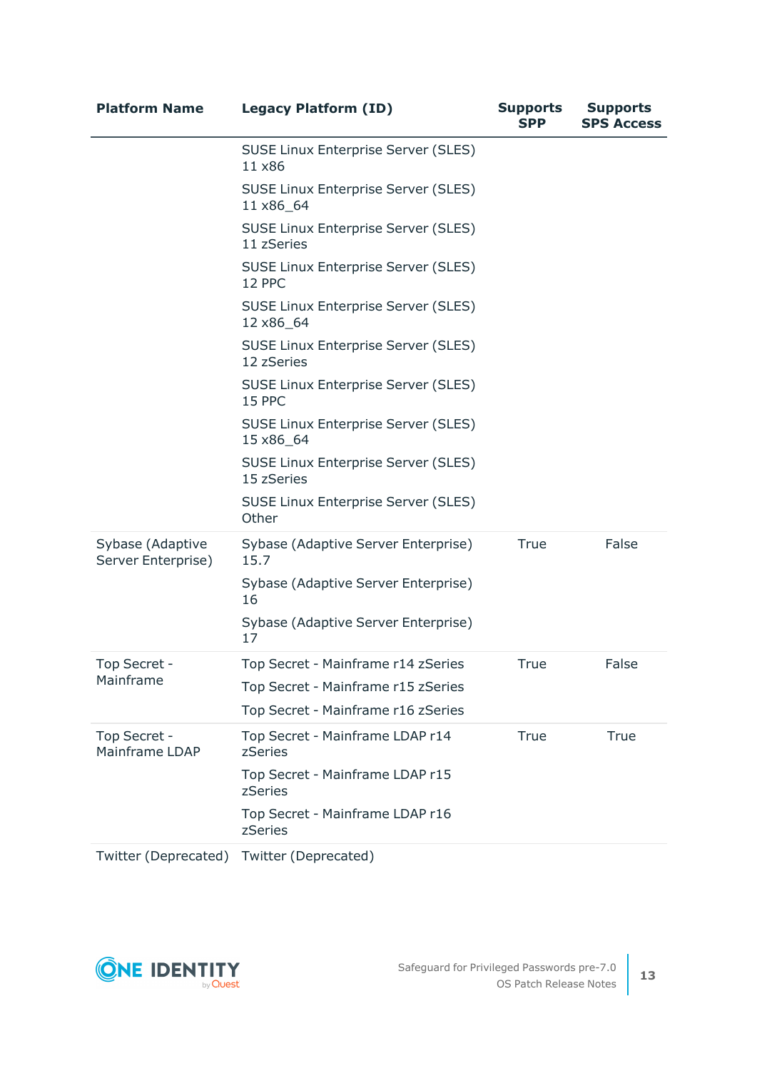| Platform Name | Legacy Platform (ID) | Supports SPP | Supports SPS Access |
|---|---|---|---|
| | SUSE Linux Enterprise Server (SLES) 11 x86 | | |
| | SUSE Linux Enterprise Server (SLES) 11 x86_64 | | |
| | SUSE Linux Enterprise Server (SLES) 11 zSeries | | |
| | SUSE Linux Enterprise Server (SLES) 12 PPC | | |
| | SUSE Linux Enterprise Server (SLES) 12 x86_64 | | |
| | SUSE Linux Enterprise Server (SLES) 12 zSeries | | |
| | SUSE Linux Enterprise Server (SLES) 15 PPC | | |
| | SUSE Linux Enterprise Server (SLES) 15 x86_64 | | |
| | SUSE Linux Enterprise Server (SLES) 15 zSeries | | |
| | SUSE Linux Enterprise Server (SLES) Other | | |
| Sybase (Adaptive Server Enterprise) | Sybase (Adaptive Server Enterprise) 15.7 | True | False |
| | Sybase (Adaptive Server Enterprise) 16 | | |
| | Sybase (Adaptive Server Enterprise) 17 | | |
| Top Secret - Mainframe | Top Secret - Mainframe r14 zSeries | True | False |
| | Top Secret - Mainframe r15 zSeries | | |
| | Top Secret - Mainframe r16 zSeries | | |
| Top Secret - Mainframe LDAP | Top Secret - Mainframe LDAP r14 zSeries | True | True |
| | Top Secret - Mainframe LDAP r15 zSeries | | |
| | Top Secret - Mainframe LDAP r16 zSeries | | |
| Twitter (Deprecated) | Twitter (Deprecated) | | |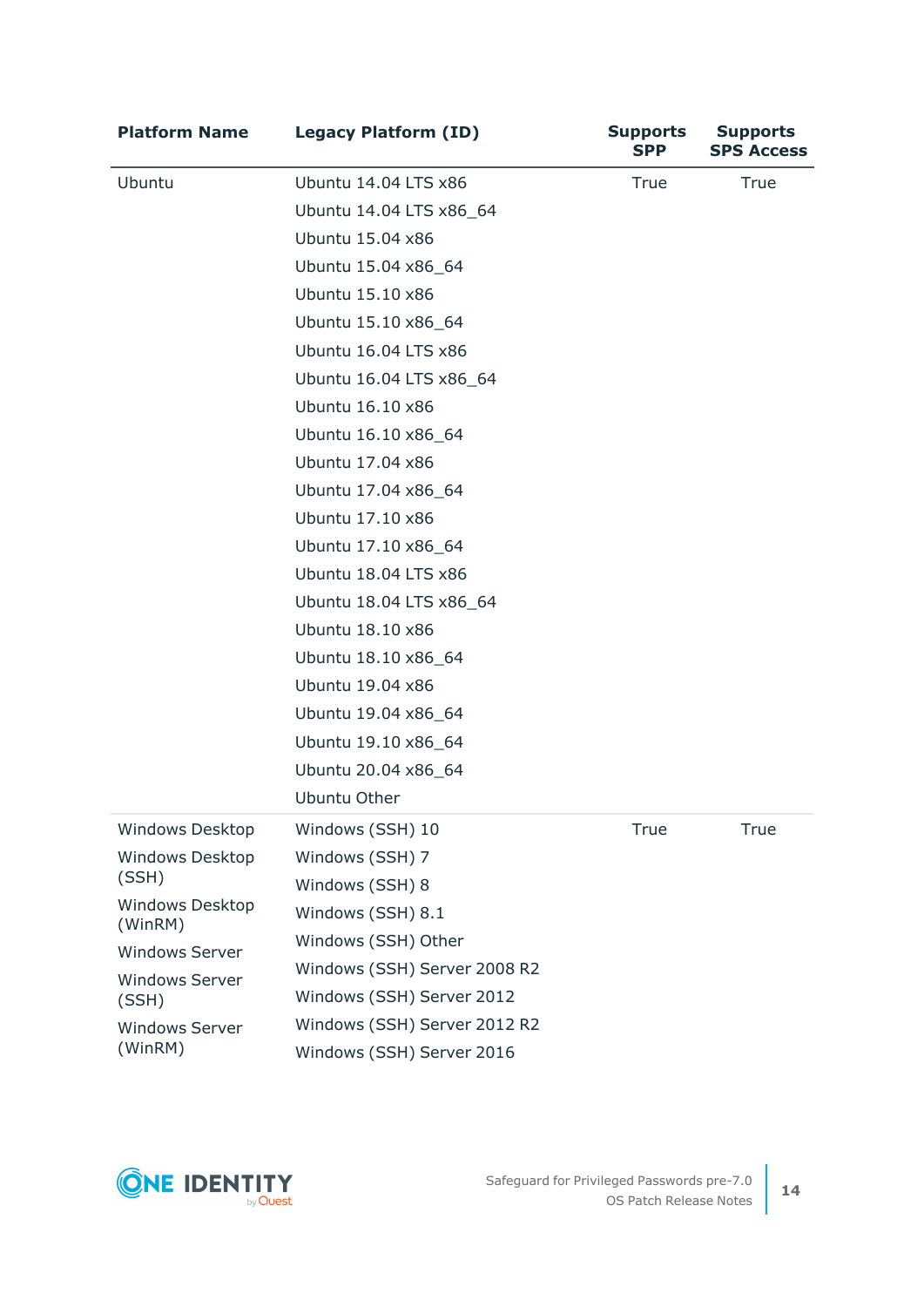| Platform Name | Legacy Platform (ID) | Supports SPP | Supports SPS Access |
|---|---|---|---|
| Ubuntu | Ubuntu 14.04 LTS x86<br>Ubuntu 14.04 LTS x86_64<br>Ubuntu 15.04 x86<br>Ubuntu 15.04 x86_64<br>Ubuntu 15.10 x86<br>Ubuntu 15.10 x86_64<br>Ubuntu 16.04 LTS x86<br>Ubuntu 16.04 LTS x86_64<br>Ubuntu 16.10 x86<br>Ubuntu 16.10 x86_64<br>Ubuntu 17.04 x86<br>Ubuntu 17.04 x86_64<br>Ubuntu 17.10 x86<br>Ubuntu 17.10 x86_64<br>Ubuntu 18.04 LTS x86<br>Ubuntu 18.04 LTS x86_64<br>Ubuntu 18.10 x86<br>Ubuntu 18.10 x86_64<br>Ubuntu 19.04 x86<br>Ubuntu 19.04 x86_64<br>Ubuntu 19.10 x86_64<br>Ubuntu 20.04 x86_64<br>Ubuntu Other | True | True |
| Windows Desktop<br>Windows Desktop (SSH)<br>Windows Desktop (WinRM)<br>Windows Server<br>Windows Server (SSH)<br>Windows Server (WinRM) | Windows (SSH) 10<br>Windows (SSH) 7<br>Windows (SSH) 8<br>Windows (SSH) 8.1<br>Windows (SSH) Other<br>Windows (SSH) Server 2008 R2<br>Windows (SSH) Server 2012<br>Windows (SSH) Server 2012 R2<br>Windows (SSH) Server 2016 | True | True |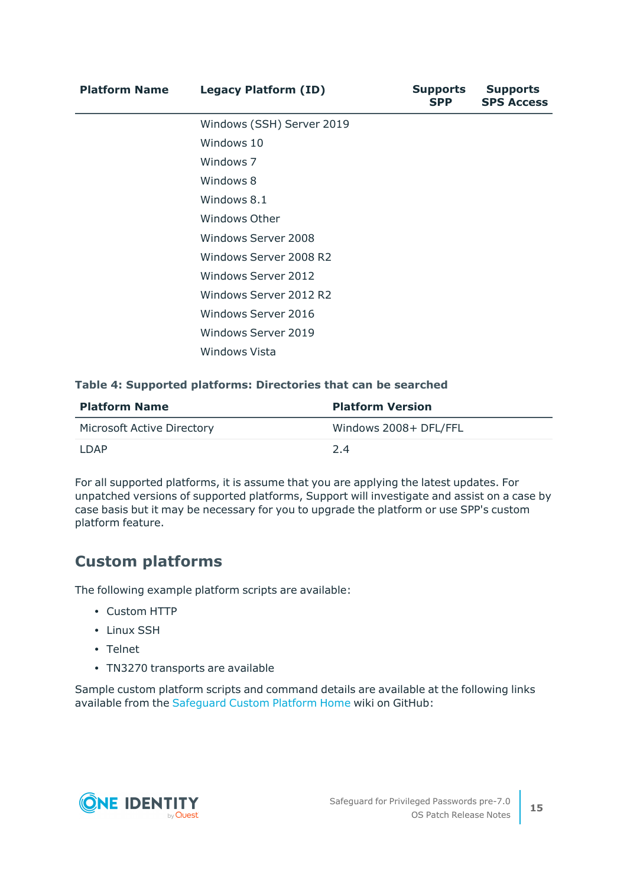| Platform Name | Legacy Platform (ID) | Supports SPP | Supports SPS Access |
|---|---|---|---|
| | Windows (SSH) Server 2019 | | |
| | Windows 10 | | |
| | Windows 7 | | |
| | Windows 8 | | |
| | Windows 8.1 | | |
| | Windows Other | | |
| | Windows Server 2008 | | |
| | Windows Server 2008 R2 | | |
| | Windows Server 2012 | | |
| | Windows Server 2012 R2 | | |
| | Windows Server 2016 | | |
| | Windows Server 2019 | | |
| | Windows Vista | | |

**Table 4: Supported platforms: Directories that can be searched**

| Platform Name | Platform Version |
|---|---|
| Microsoft Active Directory | Windows 2008+ DFL/FFL |
| LDAP | 2.4 |

For all supported platforms, it is assume that you are applying the latest updates. For unpatched versions of supported platforms, Support will investigate and assist on a case by case basis but it may be necessary for you to upgrade the platform or use SPP's custom platform feature.

## Custom platforms

The following example platform scripts are available:

- Custom HTTP
- Linux SSH
- Telnet
- TN3270 transports are available

Sample custom platform scripts and command details are available at the following links available from the Safeguard Custom Platform Home wiki on GitHub: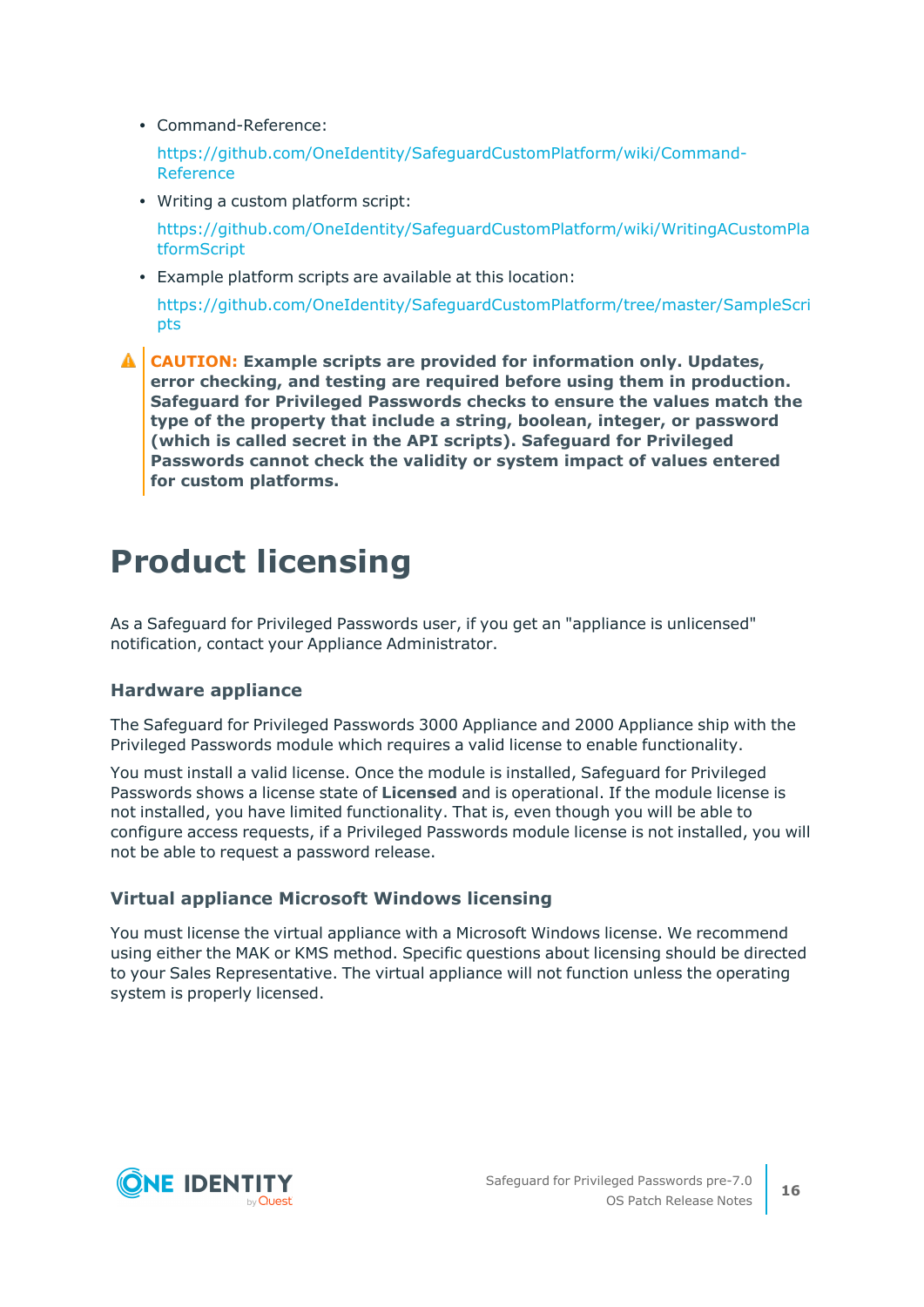- Command-Reference:

  https://github.com/OneIdentity/SafeguardCustomPlatform/wiki/Command-Reference

- Writing a custom platform script:

  https://github.com/OneIdentity/SafeguardCustomPlatform/wiki/WritingACustomPlatformScript

- Example platform scripts are available at this location:

  https://github.com/OneIdentity/SafeguardCustomPlatform/tree/master/SampleScripts

**CAUTION: Example scripts are provided for information only. Updates, error checking, and testing are required before using them in production. Safeguard for Privileged Passwords checks to ensure the values match the type of the property that include a string, boolean, integer, or password (which is called secret in the API scripts). Safeguard for Privileged Passwords cannot check the validity or system impact of values entered for custom platforms.**

# Product licensing

As a Safeguard for Privileged Passwords user, if you get an "appliance is unlicensed" notification, contact your Appliance Administrator.

### Hardware appliance

The Safeguard for Privileged Passwords 3000 Appliance and 2000 Appliance ship with the Privileged Passwords module which requires a valid license to enable functionality.

You must install a valid license. Once the module is installed, Safeguard for Privileged Passwords shows a license state of **Licensed** and is operational. If the module license is not installed, you have limited functionality. That is, even though you will be able to configure access requests, if a Privileged Passwords module license is not installed, you will not be able to request a password release.

### Virtual appliance Microsoft Windows licensing

You must license the virtual appliance with a Microsoft Windows license. We recommend using either the MAK or KMS method. Specific questions about licensing should be directed to your Sales Representative. The virtual appliance will not function unless the operating system is properly licensed.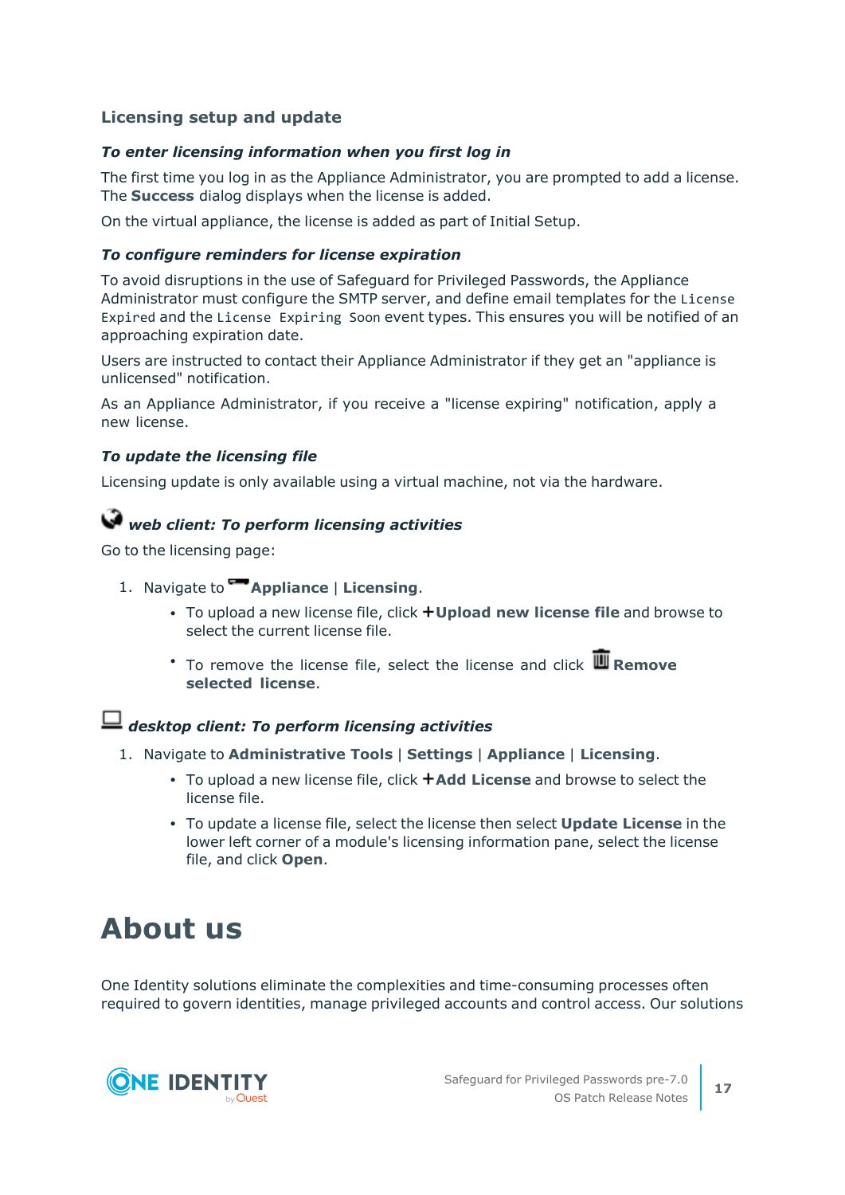### Licensing setup and update

***To enter licensing information when you first log in***

The first time you log in as the Appliance Administrator, you are prompted to add a license. The **Success** dialog displays when the license is added.

On the virtual appliance, the license is added as part of Initial Setup.

***To configure reminders for license expiration***

To avoid disruptions in the use of Safeguard for Privileged Passwords, the Appliance Administrator must configure the SMTP server, and define email templates for the `License Expired` and the `License Expiring Soon` event types. This ensures you will be notified of an approaching expiration date.

Users are instructed to contact their Appliance Administrator if they get an "appliance is unlicensed" notification.

As an Appliance Administrator, if you receive a "license expiring" notification, apply a new license.

***To update the licensing file***

Licensing update is only available using a virtual machine, not via the hardware.

***web client: To perform licensing activities***

Go to the licensing page:

1. Navigate to **Appliance** | **Licensing**.
   - To upload a new license file, click **+Upload new license file** and browse to select the current license file.
   - To remove the license file, select the license and click **Remove selected license**.

***desktop client: To perform licensing activities***

1. Navigate to **Administrative Tools** | **Settings** | **Appliance** | **Licensing**.
   - To upload a new license file, click **+Add License** and browse to select the license file.
   - To update a license file, select the license then select **Update License** in the lower left corner of a module's licensing information pane, select the license file, and click **Open**.

# About us

One Identity solutions eliminate the complexities and time-consuming processes often required to govern identities, manage privileged accounts and control access. Our solutions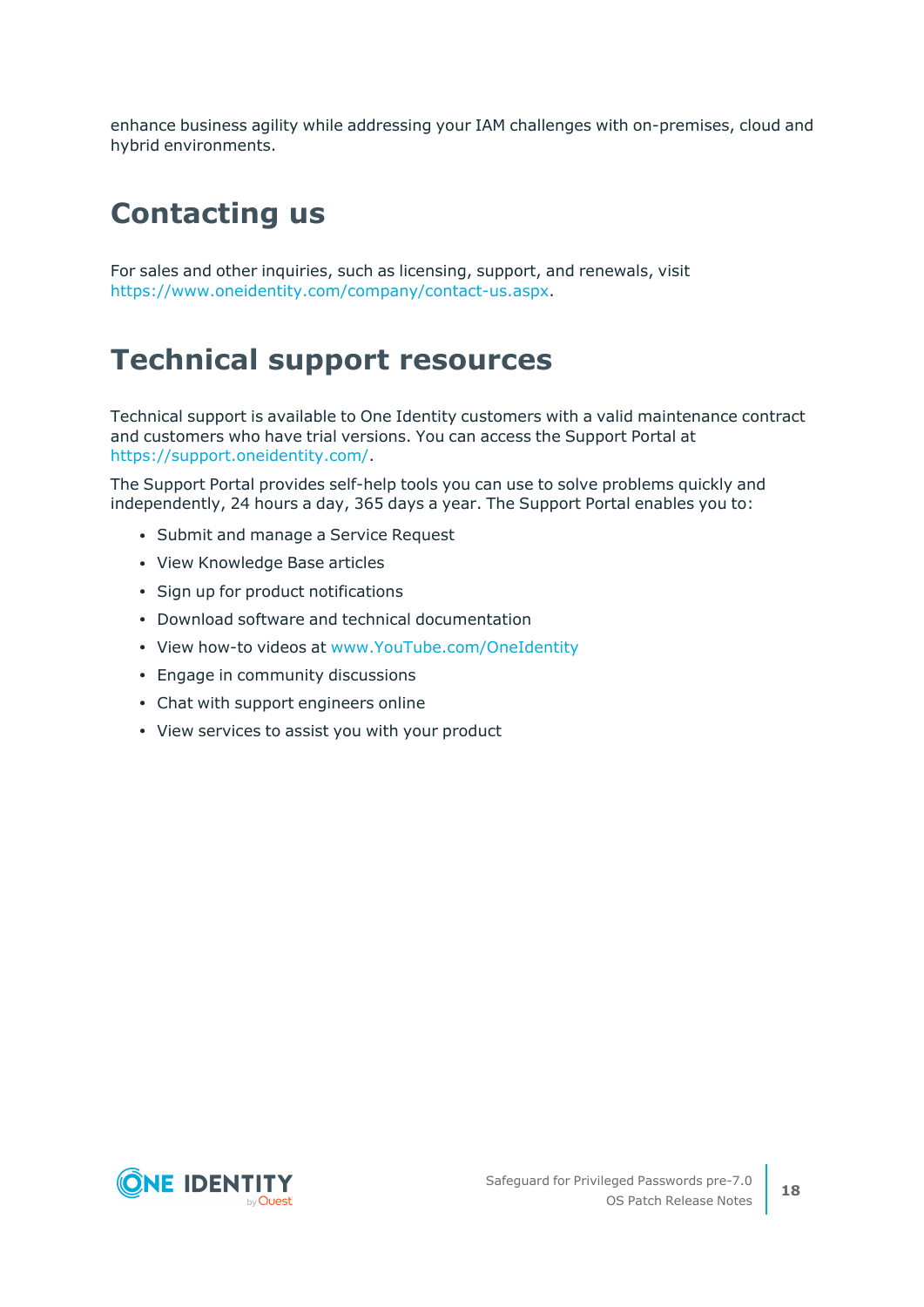enhance business agility while addressing your IAM challenges with on-premises, cloud and hybrid environments.

# Contacting us

For sales and other inquiries, such as licensing, support, and renewals, visit https://www.oneidentity.com/company/contact-us.aspx.

# Technical support resources

Technical support is available to One Identity customers with a valid maintenance contract and customers who have trial versions. You can access the Support Portal at https://support.oneidentity.com/.

The Support Portal provides self-help tools you can use to solve problems quickly and independently, 24 hours a day, 365 days a year. The Support Portal enables you to:

- Submit and manage a Service Request
- View Knowledge Base articles
- Sign up for product notifications
- Download software and technical documentation
- View how-to videos at www.YouTube.com/OneIdentity
- Engage in community discussions
- Chat with support engineers online
- View services to assist you with your product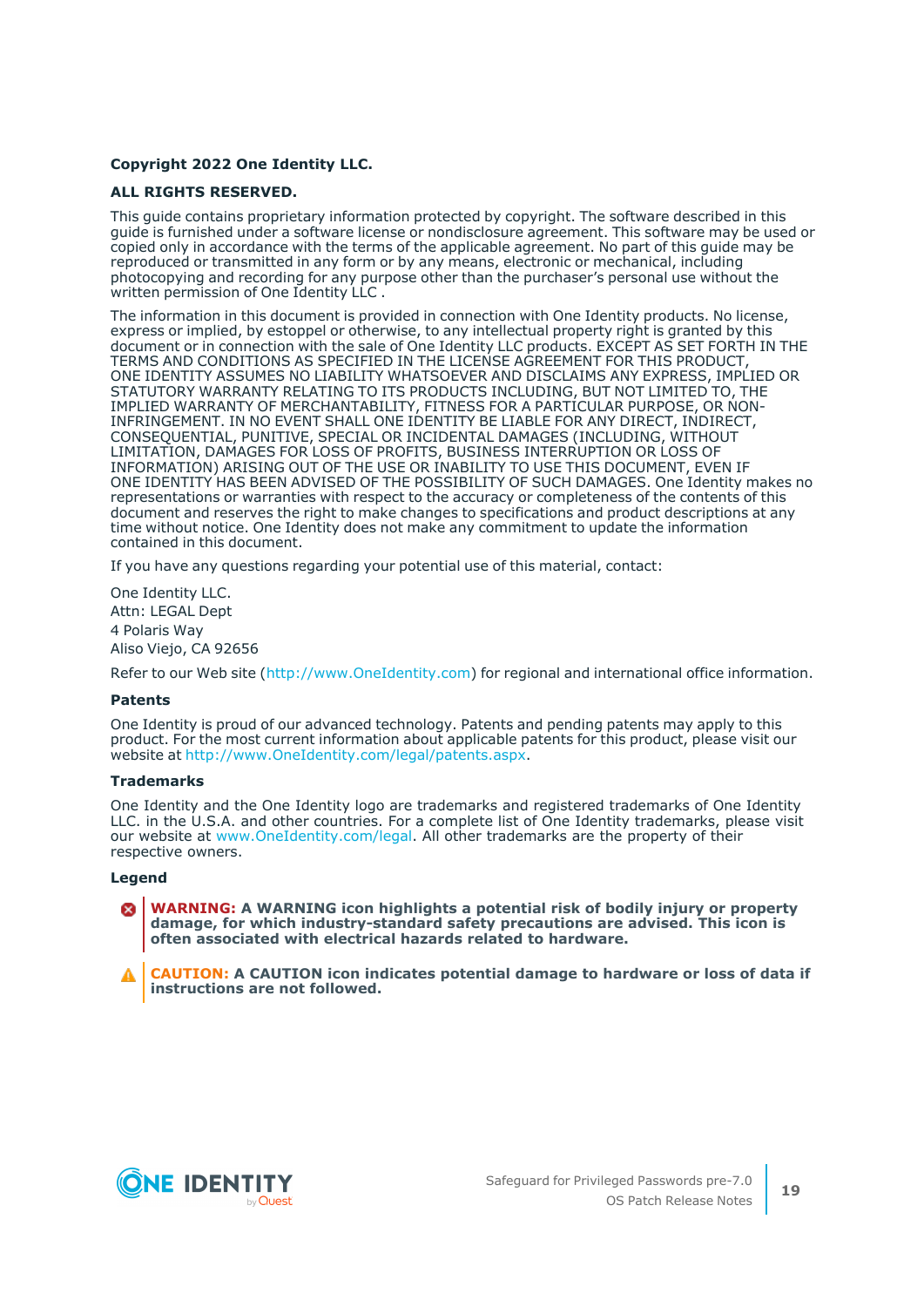**Copyright 2022 One Identity LLC.**

**ALL RIGHTS RESERVED.**

This guide contains proprietary information protected by copyright. The software described in this guide is furnished under a software license or nondisclosure agreement. This software may be used or copied only in accordance with the terms of the applicable agreement. No part of this guide may be reproduced or transmitted in any form or by any means, electronic or mechanical, including photocopying and recording for any purpose other than the purchaser's personal use without the written permission of One Identity LLC .

The information in this document is provided in connection with One Identity products. No license, express or implied, by estoppel or otherwise, to any intellectual property right is granted by this document or in connection with the sale of One Identity LLC products. EXCEPT AS SET FORTH IN THE TERMS AND CONDITIONS AS SPECIFIED IN THE LICENSE AGREEMENT FOR THIS PRODUCT, ONE IDENTITY ASSUMES NO LIABILITY WHATSOEVER AND DISCLAIMS ANY EXPRESS, IMPLIED OR STATUTORY WARRANTY RELATING TO ITS PRODUCTS INCLUDING, BUT NOT LIMITED TO, THE IMPLIED WARRANTY OF MERCHANTABILITY, FITNESS FOR A PARTICULAR PURPOSE, OR NON-INFRINGEMENT. IN NO EVENT SHALL ONE IDENTITY BE LIABLE FOR ANY DIRECT, INDIRECT, CONSEQUENTIAL, PUNITIVE, SPECIAL OR INCIDENTAL DAMAGES (INCLUDING, WITHOUT LIMITATION, DAMAGES FOR LOSS OF PROFITS, BUSINESS INTERRUPTION OR LOSS OF INFORMATION) ARISING OUT OF THE USE OR INABILITY TO USE THIS DOCUMENT, EVEN IF ONE IDENTITY HAS BEEN ADVISED OF THE POSSIBILITY OF SUCH DAMAGES. One Identity makes no representations or warranties with respect to the accuracy or completeness of the contents of this document and reserves the right to make changes to specifications and product descriptions at any time without notice. One Identity does not make any commitment to update the information contained in this document.

If you have any questions regarding your potential use of this material, contact:

One Identity LLC.
Attn: LEGAL Dept
4 Polaris Way
Aliso Viejo, CA 92656

Refer to our Web site (http://www.OneIdentity.com) for regional and international office information.

**Patents**

One Identity is proud of our advanced technology. Patents and pending patents may apply to this product. For the most current information about applicable patents for this product, please visit our website at http://www.OneIdentity.com/legal/patents.aspx.

**Trademarks**

One Identity and the One Identity logo are trademarks and registered trademarks of One Identity LLC. in the U.S.A. and other countries. For a complete list of One Identity trademarks, please visit our website at www.OneIdentity.com/legal. All other trademarks are the property of their respective owners.

**Legend**

**WARNING: A WARNING icon highlights a potential risk of bodily injury or property damage, for which industry-standard safety precautions are advised. This icon is often associated with electrical hazards related to hardware.**

**CAUTION: A CAUTION icon indicates potential damage to hardware or loss of data if instructions are not followed.**